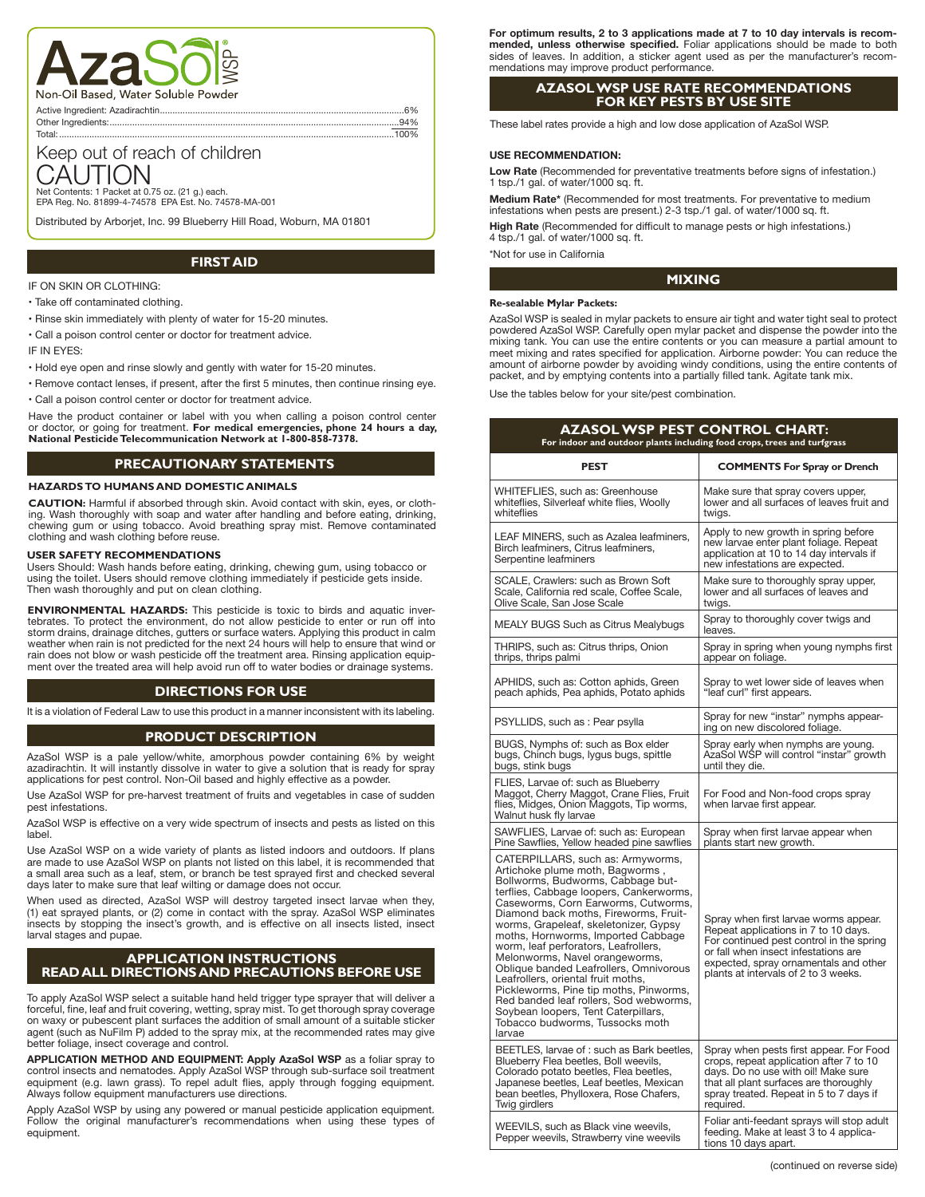# AzaSol® WSP

Non-Oil Based, Water Soluble Powder

Active Ingredient: Azadirachtin.....................................................6%
Other Ingredients:.......................................................................94%
Total:.............................................................................................100%

## Keep out of reach of children

# CAUTION

Net Contents: 1 Packet at 0.75 oz. (21 g.) each.
EPA Reg. No. 81899-4-74578 EPA Est. No. 74578-MA-001

Distributed by Arborjet, Inc. 99 Blueberry Hill Road, Woburn, MA 01801

## FIRST AID

IF ON SKIN OR CLOTHING:

- Take off contaminated clothing.
- Rinse skin immediately with plenty of water for 15-20 minutes.
- Call a poison control center or doctor for treatment advice.

IF IN EYES:

- Hold eye open and rinse slowly and gently with water for 15-20 minutes.
- Remove contact lenses, if present, after the first 5 minutes, then continue rinsing eye.
- Call a poison control center or doctor for treatment advice.

Have the product container or label with you when calling a poison control center or doctor, or going for treatment. **For medical emergencies, phone 24 hours a day, National Pesticide Telecommunication Network at 1-800-858-7378.**

## PRECAUTIONARY STATEMENTS

### HAZARDS TO HUMANS AND DOMESTIC ANIMALS

**CAUTION:** Harmful if absorbed through skin. Avoid contact with skin, eyes, or clothing. Wash thoroughly with soap and water after handling and before eating, drinking, chewing gum or using tobacco. Avoid breathing spray mist. Remove contaminated clothing and wash clothing before reuse.

### USER SAFETY RECOMMENDATIONS

Users Should: Wash hands before eating, drinking, chewing gum, using tobacco or using the toilet. Users should remove clothing immediately if pesticide gets inside. Then wash thoroughly and put on clean clothing.

**ENVIRONMENTAL HAZARDS:** This pesticide is toxic to birds and aquatic invertebrates. To protect the environment, do not allow pesticide to enter or run off into storm drains, drainage ditches, gutters or surface waters. Applying this product in calm weather when rain is not predicted for the next 24 hours will help to ensure that wind or rain does not blow or wash pesticide off the treatment area. Rinsing application equipment over the treated area will help avoid run off to water bodies or drainage systems.

## DIRECTIONS FOR USE

It is a violation of Federal Law to use this product in a manner inconsistent with its labeling.

## PRODUCT DESCRIPTION

AzaSol WSP is a pale yellow/white, amorphous powder containing 6% by weight azadirachtin. It will instantly dissolve in water to give a solution that is ready for spray applications for pest control. Non-Oil based and highly effective as a powder.

Use AzaSol WSP for pre-harvest treatment of fruits and vegetables in case of sudden pest infestations.

AzaSol WSP is effective on a very wide spectrum of insects and pests as listed on this label.

Use AzaSol WSP on a wide variety of plants as listed indoors and outdoors. If plans are made to use AzaSol WSP on plants not listed on this label, it is recommended that a small area such as a leaf, stem, or branch be test sprayed first and checked several days later to make sure that leaf wilting or damage does not occur.

When used as directed, AzaSol WSP will destroy targeted insect larvae when they, (1) eat sprayed plants, or (2) come in contact with the spray. AzaSol WSP eliminates insects by stopping the insect's growth, and is effective on all insects listed, insect larval stages and pupae.

## APPLICATION INSTRUCTIONS
## READ ALL DIRECTIONS AND PRECAUTIONS BEFORE USE

To apply AzaSol WSP select a suitable hand held trigger type sprayer that will deliver a forceful, fine, leaf and fruit covering, wetting, spray mist. To get thorough spray coverage on waxy or pubescent plant surfaces the addition of small amount of a suitable sticker agent (such as NuFilm P) added to the spray mix, at the recommended rates may give better foliage, insect coverage and control.

**APPLICATION METHOD AND EQUIPMENT: Apply AzaSol WSP** as a foliar spray to control insects and nematodes. Apply AzaSol WSP through sub-surface soil treatment equipment (e.g. lawn grass). To repel adult flies, apply through fogging equipment. Always follow equipment manufacturers use directions.

Apply AzaSol WSP by using any powered or manual pesticide application equipment. Follow the original manufacturer's recommendations when using these types of equipment.

**For optimum results, 2 to 3 applications made at 7 to 10 day intervals is recommended, unless otherwise specified.** Foliar applications should be made to both sides of leaves. In addition, a sticker agent used as per the manufacturer's recommendations may improve product performance.

## AZASOL WSP USE RATE RECOMMENDATIONS FOR KEY PESTS BY USE SITE

These label rates provide a high and low dose application of AzaSol WSP.

### USE RECOMMENDATION:

**Low Rate** (Recommended for preventative treatments before signs of infestation.) 1 tsp./1 gal. of water/1000 sq. ft.

**Medium Rate*** (Recommended for most treatments. For preventative to medium infestations when pests are present.) 2-3 tsp./1 gal. of water/1000 sq. ft.

**High Rate** (Recommended for difficult to manage pests or high infestations.) 4 tsp./1 gal. of water/1000 sq. ft.

*Not for use in California

## MIXING

**Re-sealable Mylar Packets:**

AzaSol WSP is sealed in mylar packets to ensure air tight and water tight seal to protect powdered AzaSol WSP. Carefully open mylar packet and dispense the powder into the mixing tank. You can use the entire contents or you can measure a partial amount to meet mixing and rates specified for application. Airborne powder: You can reduce the amount of airborne powder by avoiding windy conditions, using the entire contents of packet, and by emptying contents into a partially filled tank. Agitate tank mix.

Use the tables below for your site/pest combination.

## AZASOL WSP PEST CONTROL CHART:
For indoor and outdoor plants including food crops, trees and turfgrass

| PEST | COMMENTS For Spray or Drench |
|---|---|
| WHITEFLIES, such as: Greenhouse whiteflies, Silverleaf white flies, Woolly whiteflies | Make sure that spray covers upper, lower and all surfaces of leaves fruit and twigs. |
| LEAF MINERS, such as Azalea leafminers, Birch leafminers, Citrus leafminers, Serpentine leafminers | Apply to new growth in spring before new larvae enter plant foliage. Repeat application at 10 to 14 day intervals if new infestations are expected. |
| SCALE, Crawlers: such as Brown Soft Scale, California red scale, Coffee Scale, Olive Scale, San Jose Scale | Make sure to thoroughly spray upper, lower and all surfaces of leaves and twigs. |
| MEALY BUGS Such as Citrus Mealybugs | Spray to thoroughly cover twigs and leaves. |
| THRIPS, such as: Citrus thrips, Onion thrips, thrips palmi | Spray in spring when young nymphs first appear on foliage. |
| APHIDS, such as: Cotton aphids, Green peach aphids, Pea aphids, Potato aphids | Spray to wet lower side of leaves when "leaf curl" first appears. |
| PSYLLIDS, such as : Pear psylla | Spray for new "instar" nymphs appearing on new discolored foliage. |
| BUGS, Nymphs of: such as Box elder bugs, Chinch bugs, lygus bugs, spittle bugs, stink bugs | Spray early when nymphs are young. AzaSol WSP will control "instar" growth until they die. |
| FLIES, Larvae of: such as Blueberry Maggot, Cherry Maggot, Crane Flies, Fruit flies, Midges, Onion Maggots, Tip worms, Walnut husk fly larvae | For Food and Non-food crops spray when larvae first appear. |
| SAWFLIES, Larvae of: such as: European Pine Sawflies, Yellow headed pine sawflies | Spray when first larvae appear when plants start new growth. |
| CATERPILLARS, such as: Armyworms, Artichoke plume moth, Bagworms , Bollworms, Budworms, Cabbage butterflies, Cabbage loopers, Cankerworms, Caseworms, Corn Earworms, Cutworms, Diamond back moths, Fireworms, Fruitworms, Grapeleaf, skeletonizer, Gypsy moths, Hornworms, Imported Cabbage worm, leaf perforators, Leafrollers, Melonworms, Navel orangeworms, Oblique banded Leafrollers, Omnivorous Leafrollers, oriental fruit moths, Pickleworms, Pine tip moths, Pinworms, Red banded leaf rollers, Sod webworms, Soybean loopers, Tent Caterpillars, Tobacco budworms, Tussocks moth larvae | Spray when first larvae worms appear. Repeat applications in 7 to 10 days. For continued pest control in the spring or fall when insect infestations are expected, spray ornamentals and other plants at intervals of 2 to 3 weeks. |
| BEETLES, larvae of : such as Bark beetles, Blueberry Flea beetles, Boll weevils, Colorado potato beetles, Flea beetles, Japanese beetles, Leaf beetles, Mexican bean beetles, Phylloxera, Rose Chafers, Twig girdlers | Spray when pests first appear. For Food crops, repeat application after 7 to 10 days. Do no use with oil! Make sure that all plant surfaces are thoroughly spray treated. Repeat in 5 to 7 days if required. |
| WEEVILS, such as Black vine weevils, Pepper weevils, Strawberry vine weevils | Foliar anti-feedant sprays will stop adult feeding. Make at least 3 to 4 applications 10 days apart. |

(continued on reverse side)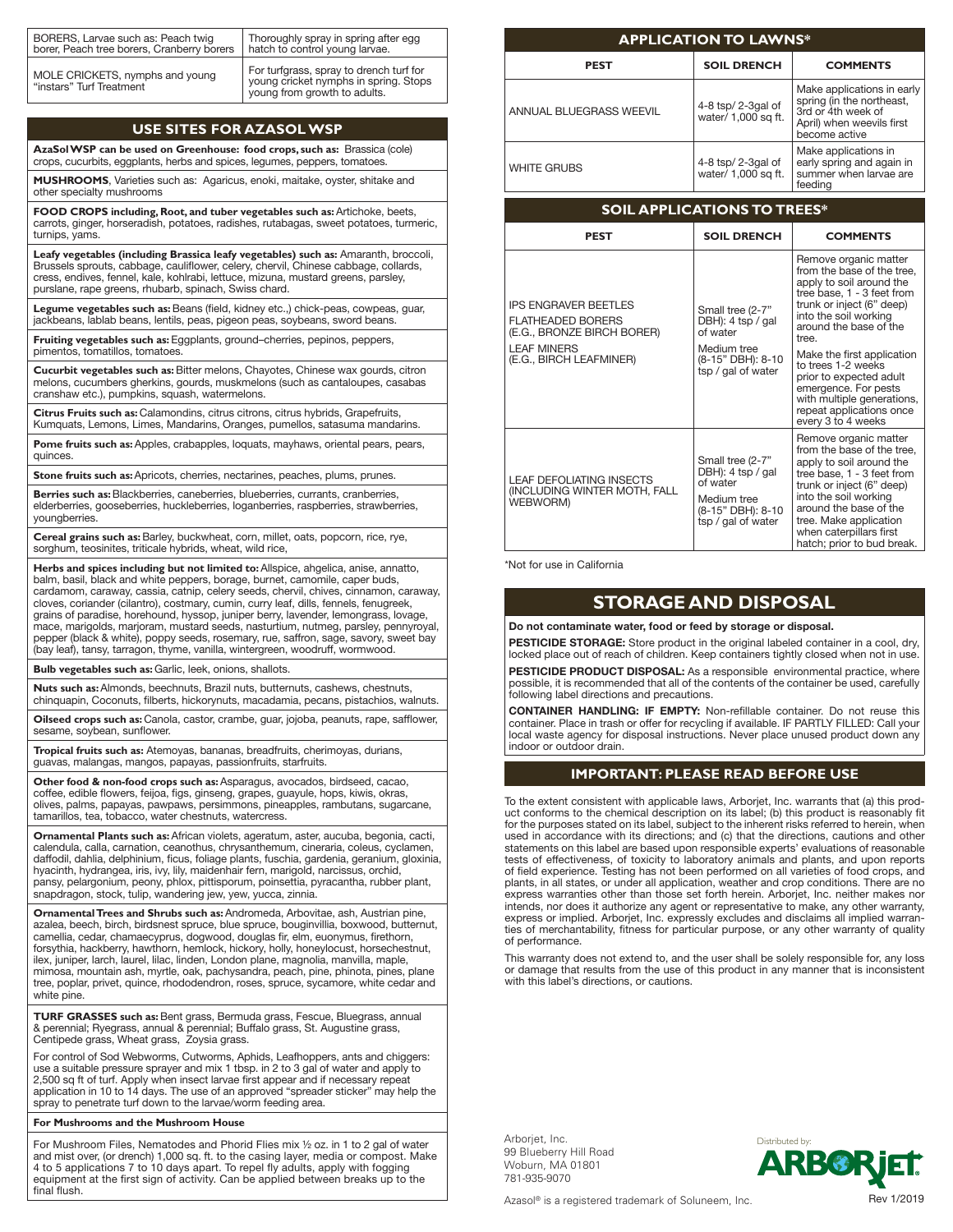| | |
|---|---|
| BORERS, Larvae such as: Peach twig borer, Peach tree borers, Cranberry borers | Thoroughly spray in spring after egg hatch to control young larvae. |
| MOLE CRICKETS, nymphs and young "instars" Turf Treatment | For turfgrass, spray to drench turf for young cricket nymphs in spring. Stops young from growth to adults. |

## USE SITES FOR AZASOL WSP

**AzaSol WSP can be used on Greenhouse: food crops, such as:** Brassica (cole) crops, cucurbits, eggplants, herbs and spices, legumes, peppers, tomatoes.

**MUSHROOMS**, Varieties such as: Agaricus, enoki, maitake, oyster, shitake and other specialty mushrooms

**FOOD CROPS including, Root, and tuber vegetables such as:** Artichoke, beets, carrots, ginger, horseradish, potatoes, radishes, rutabagas, sweet potatoes, turmeric, turnips, yams.

**Leafy vegetables (including Brassica leafy vegetables) such as:** Amaranth, broccoli, Brussels sprouts, cabbage, cauliflower, celery, chervil, Chinese cabbage, collards, cress, endives, fennel, kale, kohlrabi, lettuce, mizuna, mustard greens, parsley, purslane, rape greens, rhubarb, spinach, Swiss chard.

**Legume vegetables such as:** Beans (field, kidney etc.,) chick-peas, cowpeas, guar, jackbeans, lablab beans, lentils, peas, pigeon peas, soybeans, sword beans.

**Fruiting vegetables such as:** Eggplants, ground–cherries, pepinos, peppers, pimentos, tomatillos, tomatoes.

**Cucurbit vegetables such as:** Bitter melons, Chayotes, Chinese wax gourds, citron melons, cucumbers gherkins, gourds, muskmelons (such as cantaloupes, casabas cranshaw etc.), pumpkins, squash, watermelons.

**Citrus Fruits such as:** Calamondins, citrus citrons, citrus hybrids, Grapefruits, Kumquats, Lemons, Limes, Mandarins, Oranges, pumellos, satasuma mandarins.

**Pome fruits such as:** Apples, crabapples, loquats, mayhaws, oriental pears, pears, quinces.

**Stone fruits such as:** Apricots, cherries, nectarines, peaches, plums, prunes.

**Berries such as:** Blackberries, caneberries, blueberries, currants, cranberries, elderberries, gooseberries, huckleberries, loganberries, raspberries, strawberries, youngberries.

**Cereal grains such as:** Barley, buckwheat, corn, millet, oats, popcorn, rice, rye, sorghum, teosinites, triticale hybrids, wheat, wild rice,

**Herbs and spices including but not limited to:** Allspice, ahgelica, anise, annatto, balm, basil, black and white peppers, borage, burnet, camomile, caper buds, cardamom, caraway, cassia, catnip, celery seeds, chervil, chives, cinnamon, caraway, cloves, coriander (cilantro), costmary, cumin, curry leaf, dills, fennels, fenugreek, grains of paradise, horehound, hyssop, juniper berry, lavender, lemongrass, lovage, mace, marigolds, marjoram, mustard seeds, nasturtium, nutmeg, parsley, pennyroyal, pepper (black & white), poppy seeds, rosemary, rue, saffron, sage, savory, sweet bay (bay leaf), tansy, tarragon, thyme, vanilla, wintergreen, woodruff, wormwood.

**Bulb vegetables such as:** Garlic, leek, onions, shallots.

**Nuts such as:** Almonds, beechnuts, Brazil nuts, butternuts, cashews, chestnuts, chinquapin, Coconuts, filberts, hickorynuts, macadamia, pecans, pistachios, walnuts.

**Oilseed crops such as:** Canola, castor, crambe, guar, jojoba, peanuts, rape, safflower, sesame, soybean, sunflower.

**Tropical fruits such as:** Atemoyas, bananas, breadfruits, cherimoyas, durians, guavas, malangas, mangos, papayas, passionfruits, starfruits.

**Other food & non-food crops such as:** Asparagus, avocados, birdseed, cacao, coffee, edible flowers, feijoa, figs, ginseng, grapes, guayule, hops, kiwis, okras, olives, palms, papayas, pawpaws, persimmons, pineapples, rambutans, sugarcane, tamarillos, tea, tobacco, water chestnuts, watercress.

**Ornamental Plants such as:** African violets, ageratum, aster, aucuba, begonia, cacti, calendula, calla, carnation, ceanothus, chrysanthemum, cineraria, coleus, cyclamen, daffodil, dahlia, delphinium, ficus, foliage plants, fuschia, gardenia, geranium, gloxinia, hyacinth, hydrangea, iris, ivy, lily, maidenhair fern, marigold, narcissus, orchid, pansy, pelargonium, peony, phlox, pittisporum, poinsettia, pyracantha, rubber plant, snapdragon, stock, tulip, wandering jew, yew, yucca, zinnia.

**Ornamental Trees and Shrubs such as:** Andromeda, Arbovitae, ash, Austrian pine, azalea, beech, birch, birdsnest spruce, blue spruce, bouginvillia, boxwood, butternut, camellia, cedar, chamaecyprus, dogwood, douglas fir, elm, euonymus, firethorn, forsythia, hackberry, hawthorn, hemlock, hickory, holly, honeylocust, horsechestnut, ilex, juniper, larch, laurel, lilac, linden, London plane, magnolia, manvilla, maple, mimosa, mountain ash, myrtle, oak, pachysandra, peach, pine, phinota, pines, plane tree, poplar, privet, quince, rhododendron, roses, spruce, sycamore, white cedar and white pine.

**TURF GRASSES such as:** Bent grass, Bermuda grass, Fescue, Bluegrass, annual & perennial; Ryegrass, annual & perennial; Buffalo grass, St. Augustine grass, Centipede grass, Wheat grass, Zoysia grass.

For control of Sod Webworms, Cutworms, Aphids, Leafhoppers, ants and chiggers: use a suitable pressure sprayer and mix 1 tbsp. in 2 to 3 gal of water and apply to 2,500 sq ft of turf. Apply when insect larvae first appear and if necessary repeat application in 10 to 14 days. The use of an approved "spreader sticker" may help the spray to penetrate turf down to the larvae/worm feeding area.

**For Mushrooms and the Mushroom House**

For Mushroom Files, Nematodes and Phorid Flies mix ½ oz. in 1 to 2 gal of water and mist over, (or drench) 1,000 sq. ft. to the casing layer, media or compost. Make 4 to 5 applications 7 to 10 days apart. To repel fly adults, apply with fogging equipment at the first sign of activity. Can be applied between breaks up to the final flush.

## APPLICATION TO LAWNS*

| PEST | SOIL DRENCH | COMMENTS |
|---|---|---|
| ANNUAL BLUEGRASS WEEVIL | 4-8 tsp/ 2-3gal of water/ 1,000 sq ft. | Make applications in early spring (in the northeast, 3rd or 4th week of April) when weevils first become active |
| WHITE GRUBS | 4-8 tsp/ 2-3gal of water/ 1,000 sq ft. | Make applications in early spring and again in summer when larvae are feeding |

## SOIL APPLICATIONS TO TREES*

| PEST | SOIL DRENCH | COMMENTS |
|---|---|---|
| IPS ENGRAVER BEETLES<br>FLATHEADED BORERS (E.G., BRONZE BIRCH BORER)<br>LEAF MINERS (E.G., BIRCH LEAFMINER) | Small tree (2-7" DBH): 4 tsp / gal of water<br>Medium tree (8-15" DBH): 8-10 tsp / gal of water | Remove organic matter from the base of the tree, apply to soil around the tree base, 1 - 3 feet from trunk or inject (6" deep) into the soil working around the base of the tree.<br>Make the first application to trees 1-2 weeks prior to expected adult emergence. For pests with multiple generations, repeat applications once every 3 to 4 weeks |
| LEAF DEFOLIATING INSECTS (INCLUDING WINTER MOTH, FALL WEBWORM) | Small tree (2-7" DBH): 4 tsp / gal of water<br>Medium tree (8-15" DBH): 8-10 tsp / gal of water | Remove organic matter from the base of the tree, apply to soil around the tree base, 1 - 3 feet from trunk or inject (6" deep) into the soil working around the base of the tree. Make application when caterpillars first hatch; prior to bud break. |

*Not for use in California

## STORAGE AND DISPOSAL

**Do not contaminate water, food or feed by storage or disposal.**

**PESTICIDE STORAGE:** Store product in the original labeled container in a cool, dry, locked place out of reach of children. Keep containers tightly closed when not in use.

**PESTICIDE PRODUCT DISPOSAL:** As a responsible environmental practice, where possible, it is recommended that all of the contents of the container be used, carefully following label directions and precautions.

**CONTAINER HANDLING: IF EMPTY:** Non-refillable container. Do not reuse this container. Place in trash or offer for recycling if available. IF PARTLY FILLED: Call your local waste agency for disposal instructions. Never place unused product down any indoor or outdoor drain.

## IMPORTANT: PLEASE READ BEFORE USE

To the extent consistent with applicable laws, Arborjet, Inc. warrants that (a) this product conforms to the chemical description on its label; (b) this product is reasonably fit for the purposes stated on its label, subject to the inherent risks referred to herein, when used in accordance with its directions; and (c) that the directions, cautions and other statements on this label are based upon responsible experts' evaluations of reasonable tests of effectiveness, of toxicity to laboratory animals and plants, and upon reports of field experience. Testing has not been performed on all varieties of food crops, and plants, in all states, or under all application, weather and crop conditions. There are no express warranties other than those set forth herein. Arborjet, Inc. neither makes nor intends, nor does it authorize any agent or representative to make, any other warranty, express or implied. Arborjet, Inc. expressly excludes and disclaims all implied warranties of merchantability, fitness for particular purpose, or any other warranty of quality of performance.

This warranty does not extend to, and the user shall be solely responsible for, any loss or damage that results from the use of this product in any manner that is inconsistent with this label's directions, or cautions.

Arborjet, Inc.
99 Blueberry Hill Road
Woburn, MA 01801
781-935-9070

Distributed by:
ARBORJET

Azasol® is a registered trademark of Soluneem, Inc.

Rev 1/2019